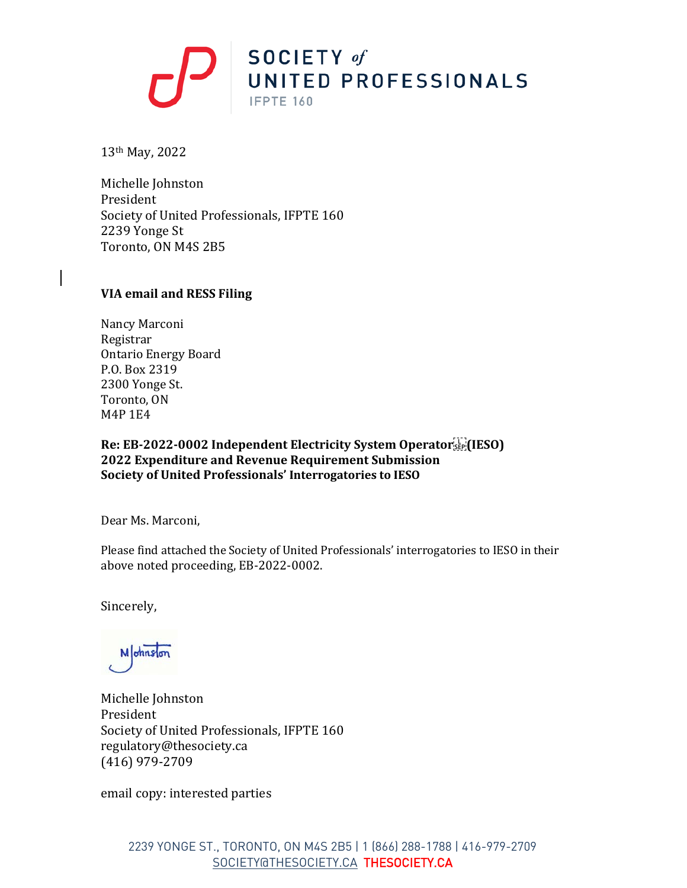SOCIETY *of*
UNITED PROFESSIONALS
IFPTE 160

13th May, 2022

Michelle Johnston
President
Society of United Professionals, IFPTE 160
2239 Yonge St
Toronto, ON M4S 2B5

**VIA email and RESS Filing**

Nancy Marconi
Registrar
Ontario Energy Board
P.O. Box 2319
2300 Yonge St.
Toronto, ON
M4P 1E4

**Re: EB-2022-0002 Independent Electricity System Operator (IESO)**
**2022 Expenditure and Revenue Requirement Submission**
**Society of United Professionals' Interrogatories to IESO**

Dear Ms. Marconi,

Please find attached the Society of United Professionals' interrogatories to IESO in their above noted proceeding, EB-2022-0002.

Sincerely,

MJohnston

Michelle Johnston
President
Society of United Professionals, IFPTE 160
regulatory@thesociety.ca
(416) 979-2709

email copy: interested parties

2239 YONGE ST., TORONTO, ON M4S 2B5 | 1 (866) 288-1788 | 416-979-2709
SOCIETY@THESOCIETY.CA THESOCIETY.CA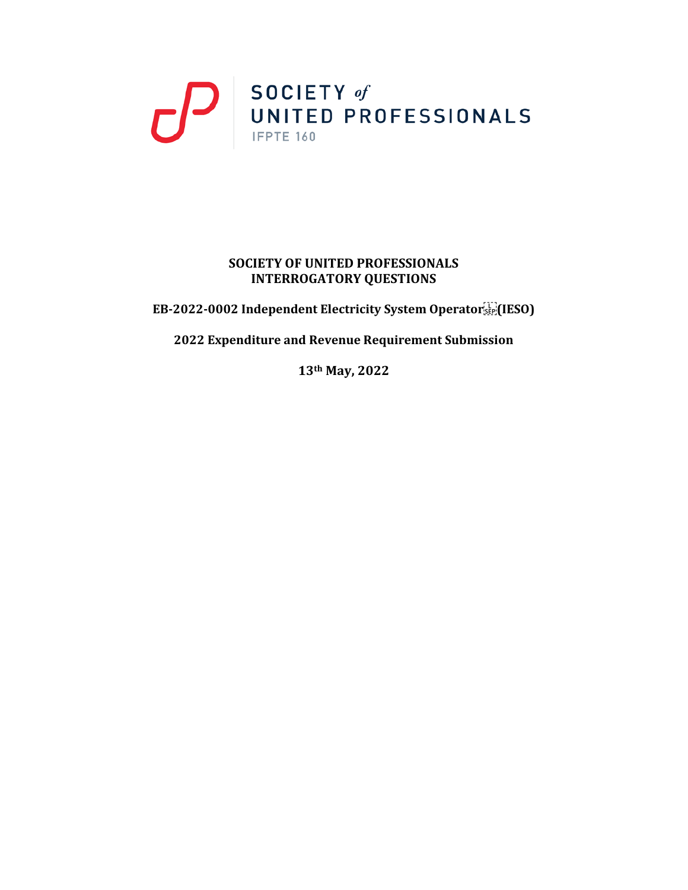SOCIETY of UNITED PROFESSIONALS
IFPTE 160

**SOCIETY OF UNITED PROFESSIONALS**
**INTERROGATORY QUESTIONS**

**EB-2022-0002 Independent Electricity System Operator (IESO)**

**2022 Expenditure and Revenue Requirement Submission**

**13th May, 2022**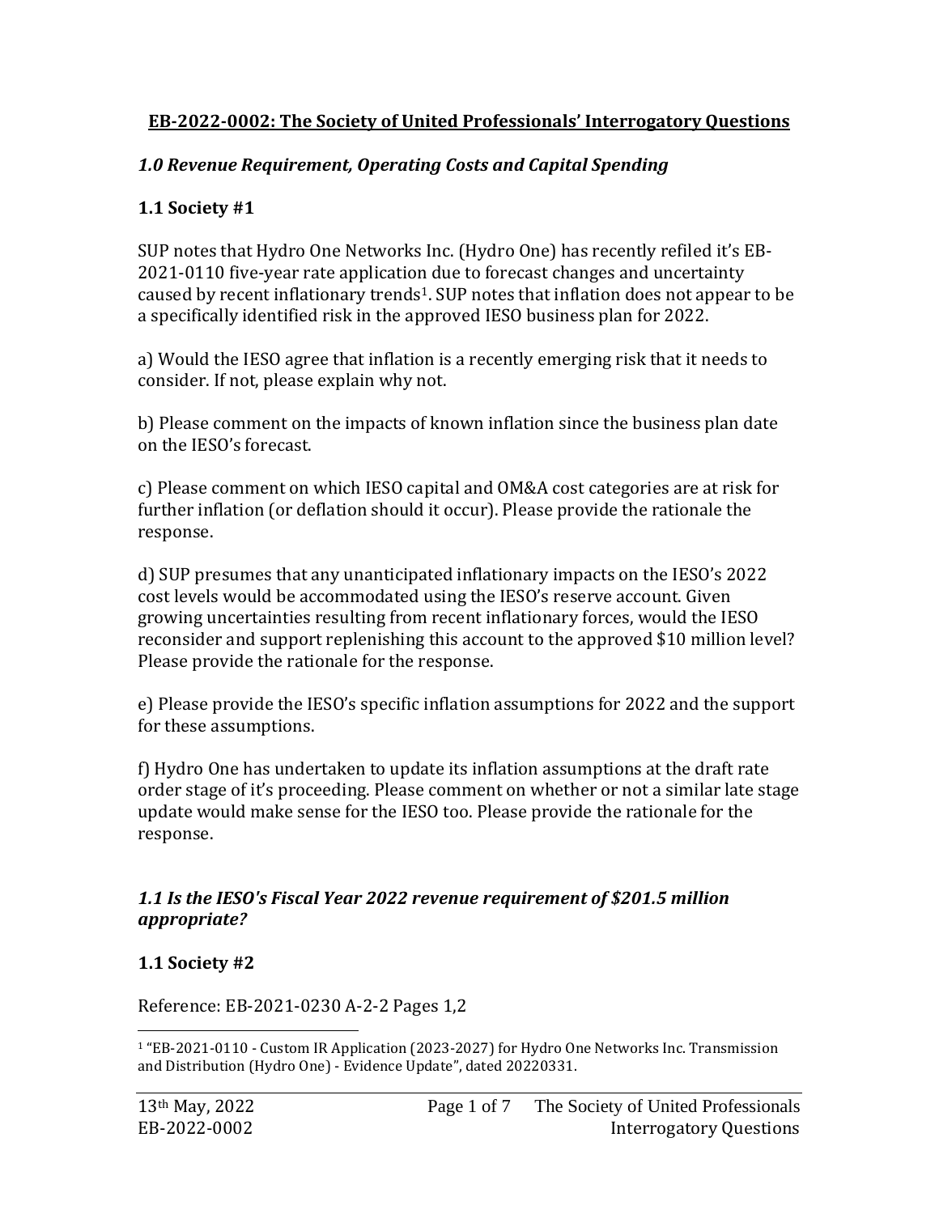**EB-2022-0002: The Society of United Professionals' Interrogatory Questions**

## *1.0 Revenue Requirement, Operating Costs and Capital Spending*

### 1.1 Society #1

SUP notes that Hydro One Networks Inc. (Hydro One) has recently refiled it's EB-2021-0110 five-year rate application due to forecast changes and uncertainty caused by recent inflationary trends[1]. SUP notes that inflation does not appear to be a specifically identified risk in the approved IESO business plan for 2022.

a) Would the IESO agree that inflation is a recently emerging risk that it needs to consider. If not, please explain why not.

b) Please comment on the impacts of known inflation since the business plan date on the IESO's forecast.

c) Please comment on which IESO capital and OM&A cost categories are at risk for further inflation (or deflation should it occur). Please provide the rationale the response.

d) SUP presumes that any unanticipated inflationary impacts on the IESO's 2022 cost levels would be accommodated using the IESO's reserve account. Given growing uncertainties resulting from recent inflationary forces, would the IESO reconsider and support replenishing this account to the approved $10 million level? Please provide the rationale for the response.

e) Please provide the IESO's specific inflation assumptions for 2022 and the support for these assumptions.

f) Hydro One has undertaken to update its inflation assumptions at the draft rate order stage of it's proceeding. Please comment on whether or not a similar late stage update would make sense for the IESO too. Please provide the rationale for the response.

## *1.1 Is the IESO's Fiscal Year 2022 revenue requirement of $201.5 million appropriate?*

### 1.1 Society #2

Reference: EB-2021-0230 A-2-2 Pages 1,2

[1] "EB-2021-0110 - Custom IR Application (2023-2027) for Hydro One Networks Inc. Transmission and Distribution (Hydro One) - Evidence Update", dated 20220331.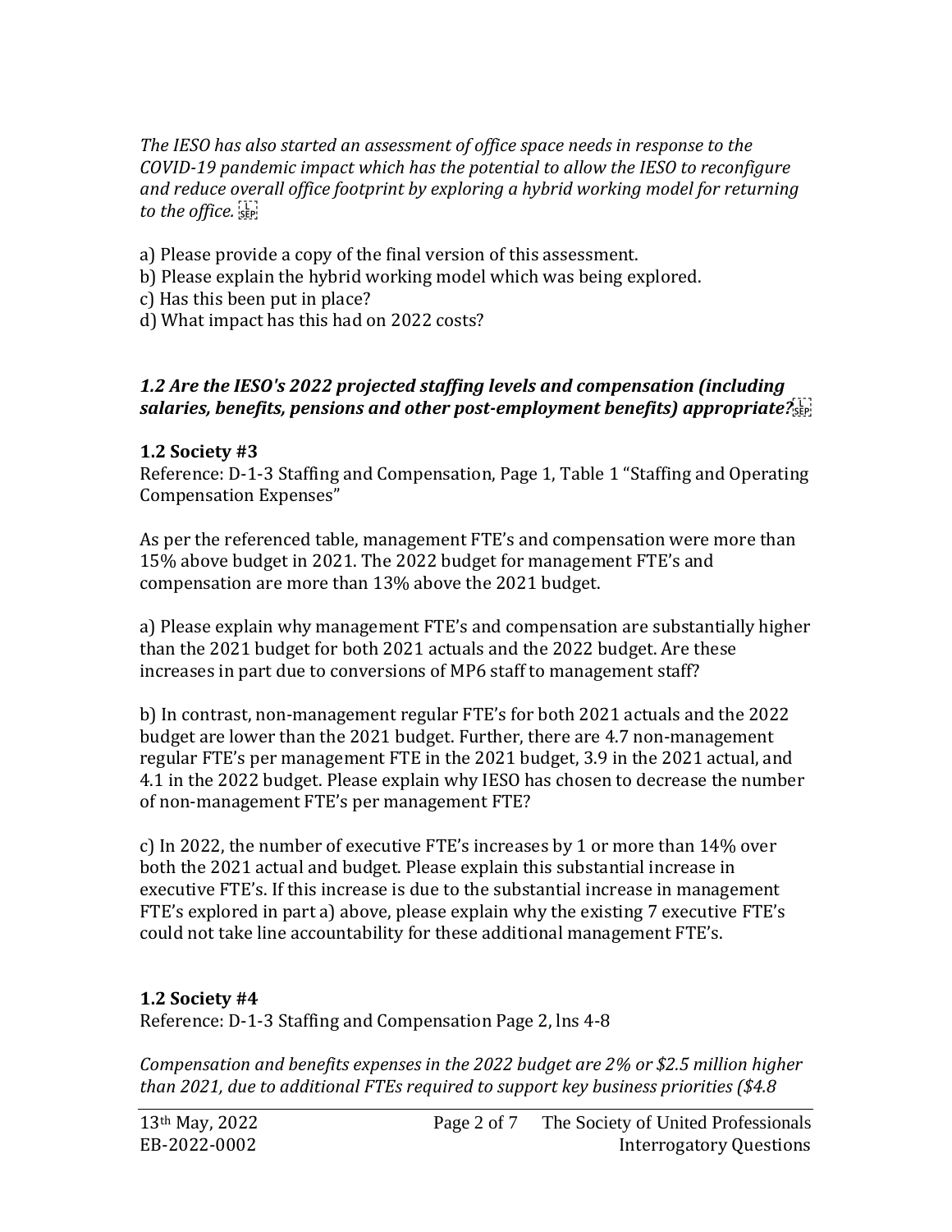*The IESO has also started an assessment of office space needs in response to the COVID-19 pandemic impact which has the potential to allow the IESO to reconfigure and reduce overall office footprint by exploring a hybrid working model for returning to the office.*

a) Please provide a copy of the final version of this assessment.
b) Please explain the hybrid working model which was being explored.
c) Has this been put in place?
d) What impact has this had on 2022 costs?

### *1.2 Are the IESO's 2022 projected staffing levels and compensation (including salaries, benefits, pensions and other post-employment benefits) appropriate?*

**1.2 Society #3**
Reference: D-1-3 Staffing and Compensation, Page 1, Table 1 "Staffing and Operating Compensation Expenses"

As per the referenced table, management FTE's and compensation were more than 15% above budget in 2021. The 2022 budget for management FTE's and compensation are more than 13% above the 2021 budget.

a) Please explain why management FTE's and compensation are substantially higher than the 2021 budget for both 2021 actuals and the 2022 budget. Are these increases in part due to conversions of MP6 staff to management staff?

b) In contrast, non-management regular FTE's for both 2021 actuals and the 2022 budget are lower than the 2021 budget. Further, there are 4.7 non-management regular FTE's per management FTE in the 2021 budget, 3.9 in the 2021 actual, and 4.1 in the 2022 budget. Please explain why IESO has chosen to decrease the number of non-management FTE's per management FTE?

c) In 2022, the number of executive FTE's increases by 1 or more than 14% over both the 2021 actual and budget. Please explain this substantial increase in executive FTE's. If this increase is due to the substantial increase in management FTE's explored in part a) above, please explain why the existing 7 executive FTE's could not take line accountability for these additional management FTE's.

**1.2 Society #4**
Reference: D-1-3 Staffing and Compensation Page 2, lns 4-8

*Compensation and benefits expenses in the 2022 budget are 2% or $2.5 million higher than 2021, due to additional FTEs required to support key business priorities ($4.8*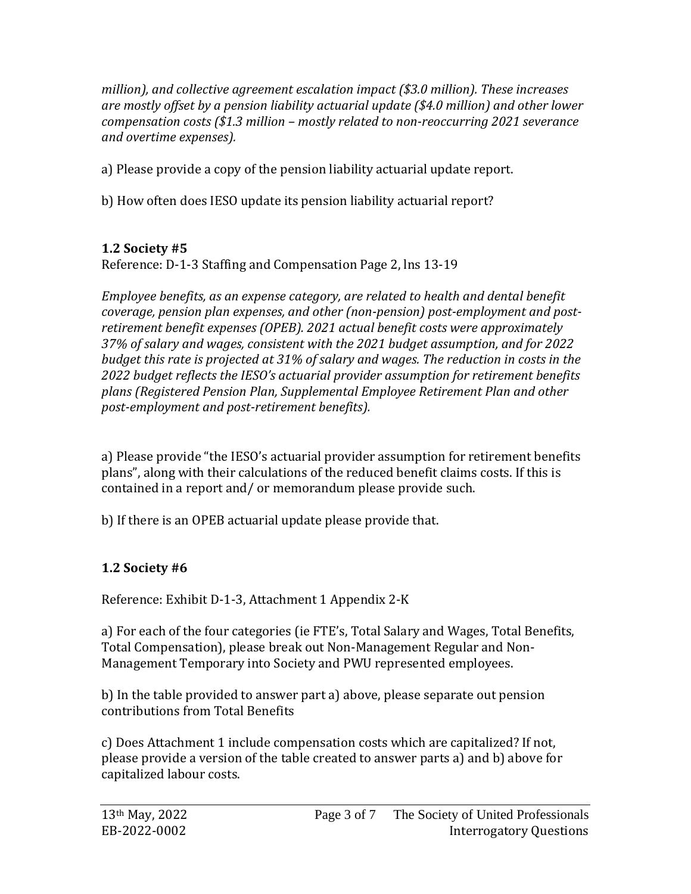*million), and collective agreement escalation impact ($3.0 million). These increases are mostly offset by a pension liability actuarial update ($4.0 million) and other lower compensation costs ($1.3 million – mostly related to non-reoccurring 2021 severance and overtime expenses).*

a) Please provide a copy of the pension liability actuarial update report.

b) How often does IESO update its pension liability actuarial report?

**1.2 Society #5**

Reference: D-1-3 Staffing and Compensation Page 2, lns 13-19

*Employee benefits, as an expense category, are related to health and dental benefit coverage, pension plan expenses, and other (non-pension) post-employment and post-retirement benefit expenses (OPEB). 2021 actual benefit costs were approximately 37% of salary and wages, consistent with the 2021 budget assumption, and for 2022 budget this rate is projected at 31% of salary and wages. The reduction in costs in the 2022 budget reflects the IESO's actuarial provider assumption for retirement benefits plans (Registered Pension Plan, Supplemental Employee Retirement Plan and other post-employment and post-retirement benefits).*

a) Please provide "the IESO's actuarial provider assumption for retirement benefits plans", along with their calculations of the reduced benefit claims costs. If this is contained in a report and/ or memorandum please provide such.

b) If there is an OPEB actuarial update please provide that.

**1.2 Society #6**

Reference: Exhibit D-1-3, Attachment 1 Appendix 2-K

a) For each of the four categories (ie FTE's, Total Salary and Wages, Total Benefits, Total Compensation), please break out Non-Management Regular and Non-Management Temporary into Society and PWU represented employees.

b) In the table provided to answer part a) above, please separate out pension contributions from Total Benefits

c) Does Attachment 1 include compensation costs which are capitalized? If not, please provide a version of the table created to answer parts a) and b) above for capitalized labour costs.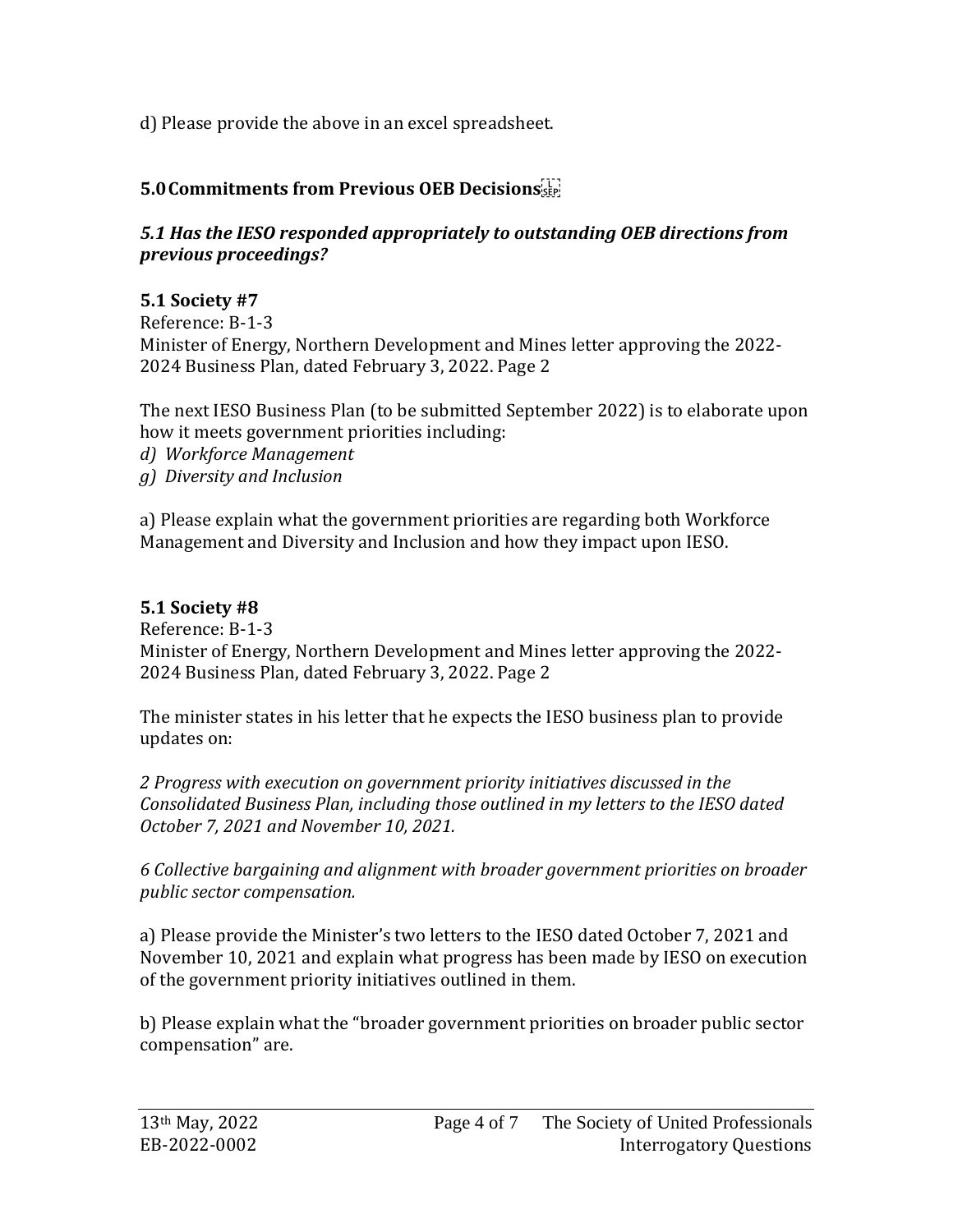d) Please provide the above in an excel spreadsheet.

## 5.0 Commitments from Previous OEB Decisions

### *5.1 Has the IESO responded appropriately to outstanding OEB directions from previous proceedings?*

**5.1 Society #7**

Reference: B-1-3

Minister of Energy, Northern Development and Mines letter approving the 2022-2024 Business Plan, dated February 3, 2022. Page 2

The next IESO Business Plan (to be submitted September 2022) is to elaborate upon how it meets government priorities including:

*d) Workforce Management*

*g) Diversity and Inclusion*

a) Please explain what the government priorities are regarding both Workforce Management and Diversity and Inclusion and how they impact upon IESO.

**5.1 Society #8**

Reference: B-1-3

Minister of Energy, Northern Development and Mines letter approving the 2022-2024 Business Plan, dated February 3, 2022. Page 2

The minister states in his letter that he expects the IESO business plan to provide updates on:

*2 Progress with execution on government priority initiatives discussed in the Consolidated Business Plan, including those outlined in my letters to the IESO dated October 7, 2021 and November 10, 2021.*

*6 Collective bargaining and alignment with broader government priorities on broader public sector compensation.*

a) Please provide the Minister's two letters to the IESO dated October 7, 2021 and November 10, 2021 and explain what progress has been made by IESO on execution of the government priority initiatives outlined in them.

b) Please explain what the "broader government priorities on broader public sector compensation" are.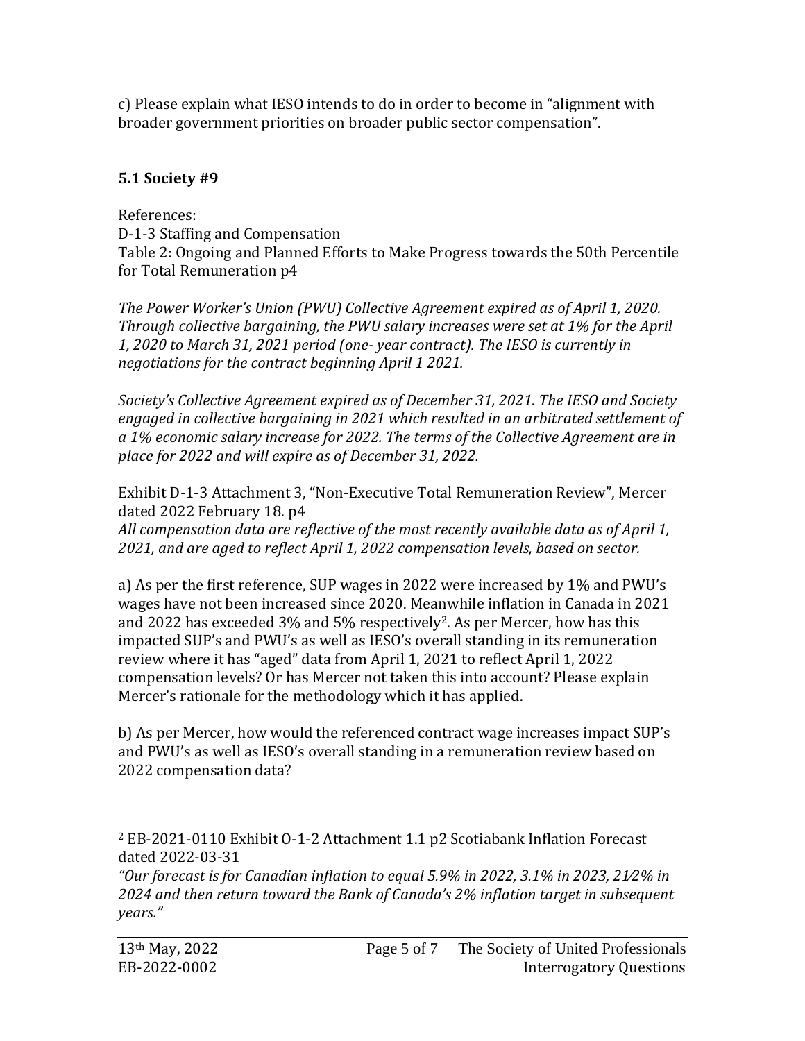c) Please explain what IESO intends to do in order to become in "alignment with broader government priorities on broader public sector compensation".

**5.1 Society #9**

References:
D-1-3 Staffing and Compensation
Table 2: Ongoing and Planned Efforts to Make Progress towards the 50th Percentile for Total Remuneration p4

*The Power Worker's Union (PWU) Collective Agreement expired as of April 1, 2020. Through collective bargaining, the PWU salary increases were set at 1% for the April 1, 2020 to March 31, 2021 period (one- year contract). The IESO is currently in negotiations for the contract beginning April 1 2021.*

*Society's Collective Agreement expired as of December 31, 2021. The IESO and Society engaged in collective bargaining in 2021 which resulted in an arbitrated settlement of a 1% economic salary increase for 2022. The terms of the Collective Agreement are in place for 2022 and will expire as of December 31, 2022.*

Exhibit D-1-3 Attachment 3, "Non-Executive Total Remuneration Review", Mercer dated 2022 February 18. p4
*All compensation data are reflective of the most recently available data as of April 1, 2021, and are aged to reflect April 1, 2022 compensation levels, based on sector.*

a) As per the first reference, SUP wages in 2022 were increased by 1% and PWU's wages have not been increased since 2020. Meanwhile inflation in Canada in 2021 and 2022 has exceeded 3% and 5% respectively[2]. As per Mercer, how has this impacted SUP's and PWU's as well as IESO's overall standing in its remuneration review where it has "aged" data from April 1, 2021 to reflect April 1, 2022 compensation levels? Or has Mercer not taken this into account? Please explain Mercer's rationale for the methodology which it has applied.

b) As per Mercer, how would the referenced contract wage increases impact SUP's and PWU's as well as IESO's overall standing in a remuneration review based on 2022 compensation data?

---

[2] EB-2021-0110 Exhibit O-1-2 Attachment 1.1 p2 Scotiabank Inflation Forecast dated 2022-03-31
*"Our forecast is for Canadian inflation to equal 5.9% in 2022, 3.1% in 2023, 2½% in 2024 and then return toward the Bank of Canada's 2% inflation target in subsequent years."*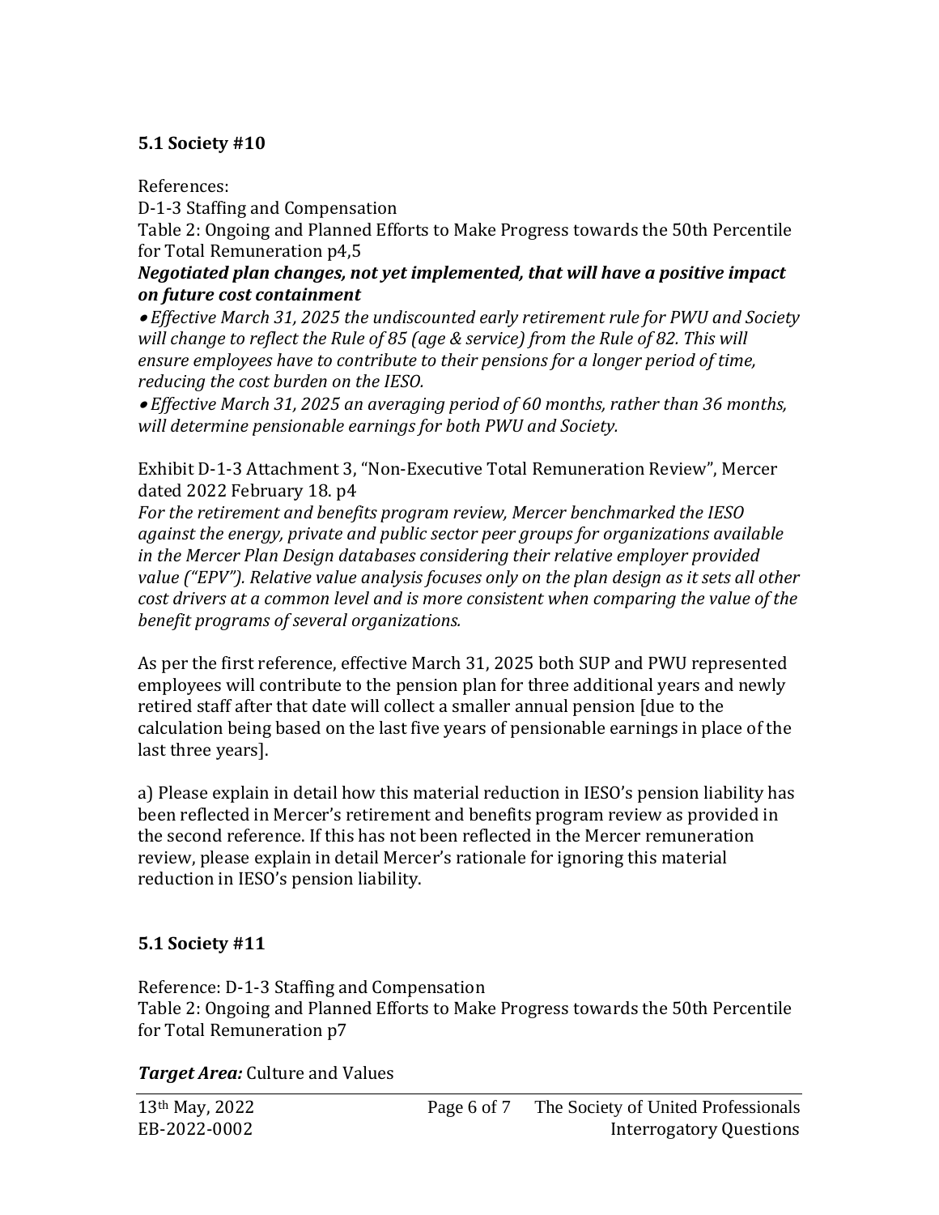### 5.1 Society #10

References:
D-1-3 Staffing and Compensation
Table 2: Ongoing and Planned Efforts to Make Progress towards the 50th Percentile for Total Remuneration p4,5

***Negotiated plan changes, not yet implemented, that will have a positive impact on future cost containment***

- *Effective March 31, 2025 the undiscounted early retirement rule for PWU and Society will change to reflect the Rule of 85 (age & service) from the Rule of 82. This will ensure employees have to contribute to their pensions for a longer period of time, reducing the cost burden on the IESO.*
- *Effective March 31, 2025 an averaging period of 60 months, rather than 36 months, will determine pensionable earnings for both PWU and Society.*

Exhibit D-1-3 Attachment 3, "Non-Executive Total Remuneration Review", Mercer dated 2022 February 18. p4

*For the retirement and benefits program review, Mercer benchmarked the IESO against the energy, private and public sector peer groups for organizations available in the Mercer Plan Design databases considering their relative employer provided value ("EPV"). Relative value analysis focuses only on the plan design as it sets all other cost drivers at a common level and is more consistent when comparing the value of the benefit programs of several organizations.*

As per the first reference, effective March 31, 2025 both SUP and PWU represented employees will contribute to the pension plan for three additional years and newly retired staff after that date will collect a smaller annual pension [due to the calculation being based on the last five years of pensionable earnings in place of the last three years].

a) Please explain in detail how this material reduction in IESO's pension liability has been reflected in Mercer's retirement and benefits program review as provided in the second reference. If this has not been reflected in the Mercer remuneration review, please explain in detail Mercer's rationale for ignoring this material reduction in IESO's pension liability.

### 5.1 Society #11

Reference: D-1-3 Staffing and Compensation
Table 2: Ongoing and Planned Efforts to Make Progress towards the 50th Percentile for Total Remuneration p7

***Target Area:*** Culture and Values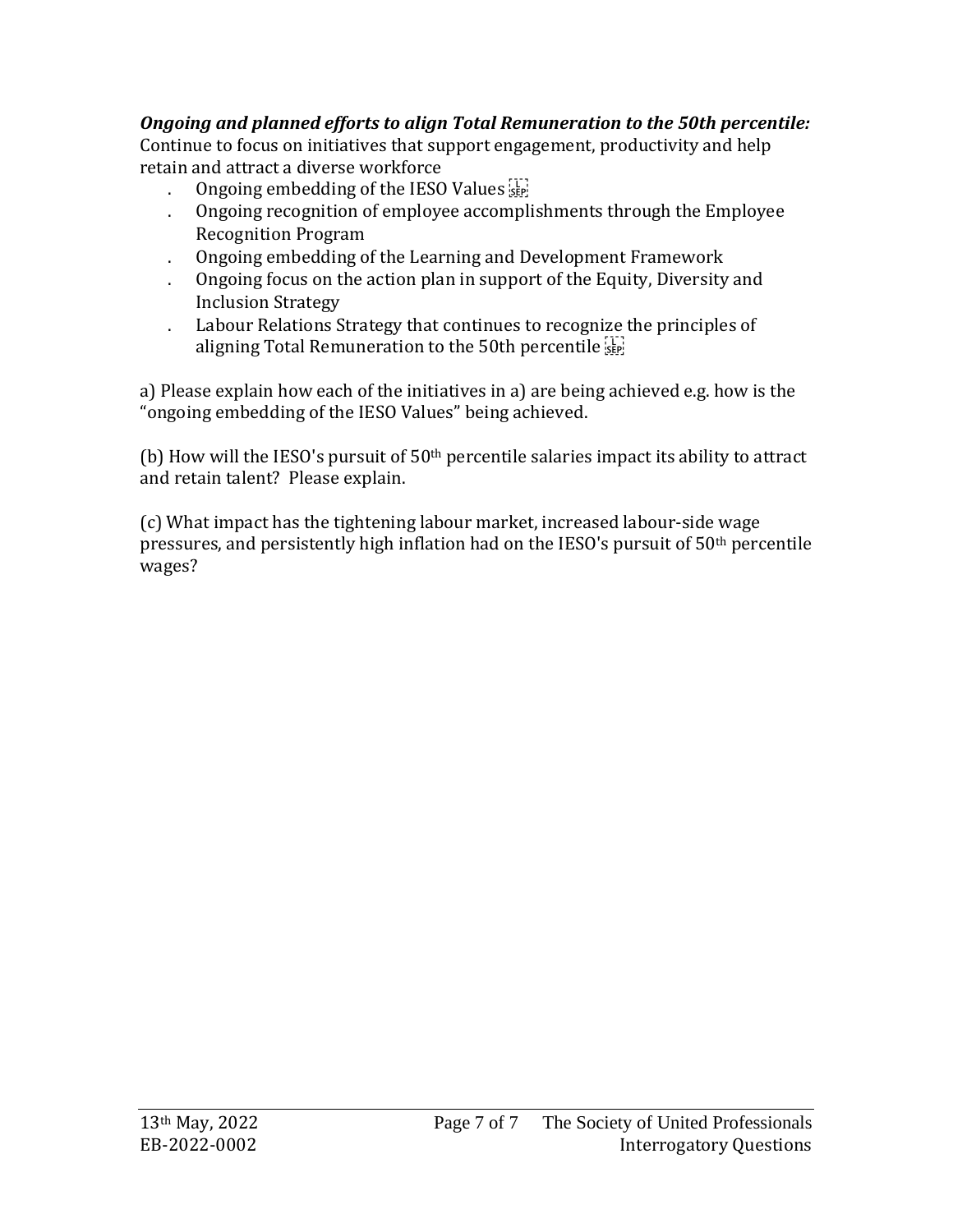***Ongoing and planned efforts to align Total Remuneration to the 50th percentile:***
Continue to focus on initiatives that support engagement, productivity and help retain and attract a diverse workforce

- Ongoing embedding of the IESO Values
- Ongoing recognition of employee accomplishments through the Employee Recognition Program
- Ongoing embedding of the Learning and Development Framework
- Ongoing focus on the action plan in support of the Equity, Diversity and Inclusion Strategy
- Labour Relations Strategy that continues to recognize the principles of aligning Total Remuneration to the 50th percentile

a) Please explain how each of the initiatives in a) are being achieved e.g. how is the "ongoing embedding of the IESO Values" being achieved.

(b) How will the IESO's pursuit of 50th percentile salaries impact its ability to attract and retain talent? Please explain.

(c) What impact has the tightening labour market, increased labour-side wage pressures, and persistently high inflation had on the IESO's pursuit of 50th percentile wages?